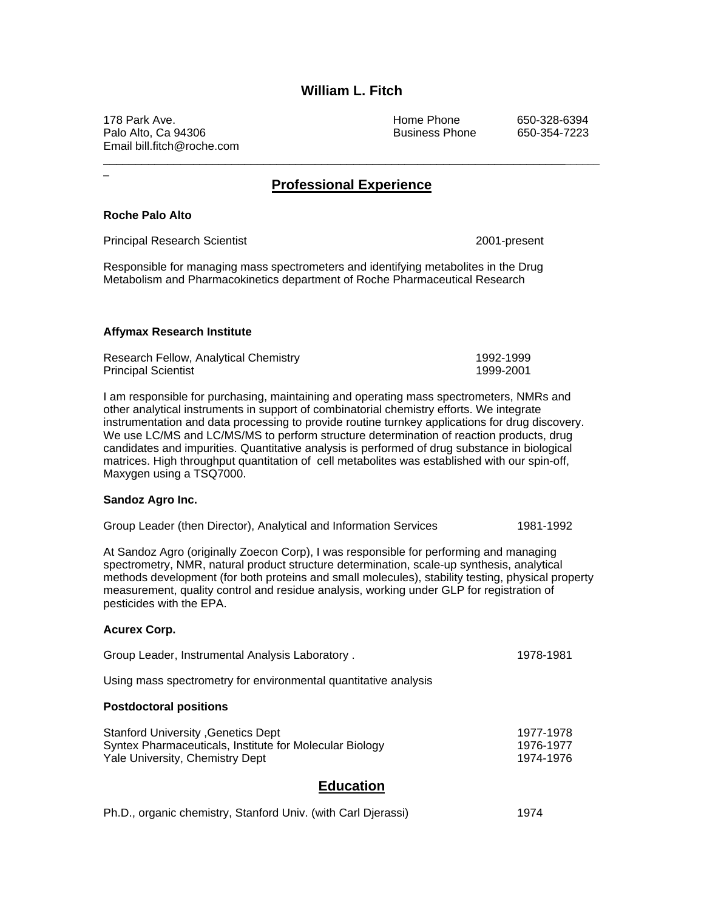# William L. Fitch

178 Park Ave.
Palo Alto, Ca 94306
Email bill.fitch@roche.com

Home Phone 650-328-6394
Business Phone 650-354-7223

---

## Professional Experience

**Roche Palo Alto**

Principal Research Scientist 2001-present

Responsible for managing mass spectrometers and identifying metabolites in the Drug Metabolism and Pharmacokinetics department of Roche Pharmaceutical Research

**Affymax Research Institute**

Research Fellow, Analytical Chemistry 1992-1999
Principal Scientist 1999-2001

I am responsible for purchasing, maintaining and operating mass spectrometers, NMRs and other analytical instruments in support of combinatorial chemistry efforts. We integrate instrumentation and data processing to provide routine turnkey applications for drug discovery. We use LC/MS and LC/MS/MS to perform structure determination of reaction products, drug candidates and impurities. Quantitative analysis is performed of drug substance in biological matrices. High throughput quantitation of cell metabolites was established with our spin-off, Maxygen using a TSQ7000.

**Sandoz Agro Inc.**

Group Leader (then Director), Analytical and Information Services 1981-1992

At Sandoz Agro (originally Zoecon Corp), I was responsible for performing and managing spectrometry, NMR, natural product structure determination, scale-up synthesis, analytical methods development (for both proteins and small molecules), stability testing, physical property measurement, quality control and residue analysis, working under GLP for registration of pesticides with the EPA.

**Acurex Corp.**

Group Leader, Instrumental Analysis Laboratory . 1978-1981

Using mass spectrometry for environmental quantitative analysis

**Postdoctoral positions**

Stanford University ,Genetics Dept 1977-1978
Syntex Pharmaceuticals, Institute for Molecular Biology 1976-1977
Yale University, Chemistry Dept 1974-1976

## Education

Ph.D., organic chemistry, Stanford Univ. (with Carl Djerassi) 1974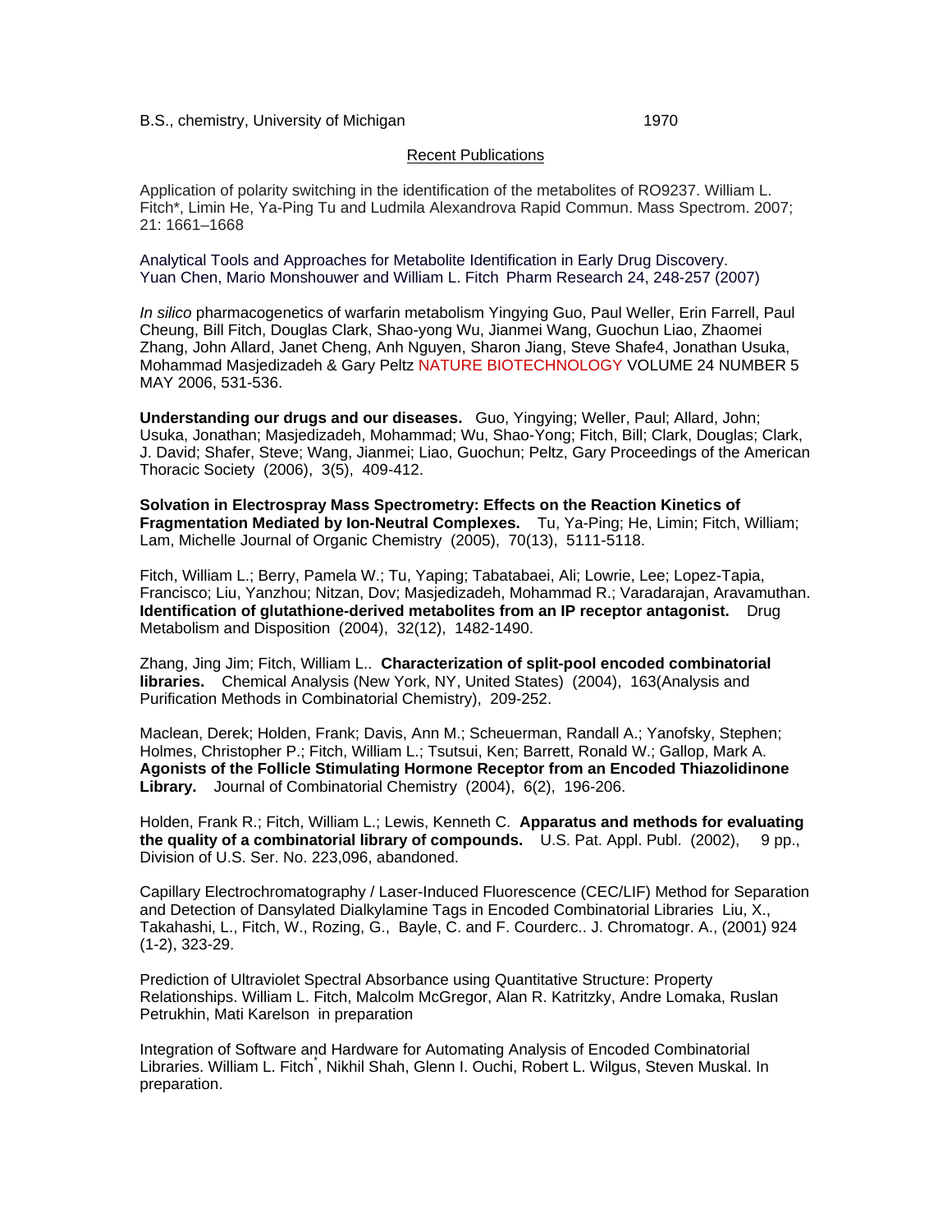B.S., chemistry, University of Michigan 1970

## Recent Publications

Application of polarity switching in the identification of the metabolites of RO9237. William L. Fitch*, Limin He, Ya-Ping Tu and Ludmila Alexandrova Rapid Commun. Mass Spectrom. 2007; 21: 1661–1668

Analytical Tools and Approaches for Metabolite Identification in Early Drug Discovery. Yuan Chen, Mario Monshouwer and William L. Fitch Pharm Research 24, 248-257 (2007)

*In silico* pharmacogenetics of warfarin metabolism Yingying Guo, Paul Weller, Erin Farrell, Paul Cheung, Bill Fitch, Douglas Clark, Shao-yong Wu, Jianmei Wang, Guochun Liao, Zhaomei Zhang, John Allard, Janet Cheng, Anh Nguyen, Sharon Jiang, Steve Shafe4, Jonathan Usuka, Mohammad Masjedizadeh & Gary Peltz NATURE BIOTECHNOLOGY VOLUME 24 NUMBER 5 MAY 2006, 531-536.

**Understanding our drugs and our diseases.** Guo, Yingying; Weller, Paul; Allard, John; Usuka, Jonathan; Masjedizadeh, Mohammad; Wu, Shao-Yong; Fitch, Bill; Clark, Douglas; Clark, J. David; Shafer, Steve; Wang, Jianmei; Liao, Guochun; Peltz, Gary Proceedings of the American Thoracic Society (2006), 3(5), 409-412.

**Solvation in Electrospray Mass Spectrometry: Effects on the Reaction Kinetics of Fragmentation Mediated by Ion-Neutral Complexes.** Tu, Ya-Ping; He, Limin; Fitch, William; Lam, Michelle Journal of Organic Chemistry (2005), 70(13), 5111-5118.

Fitch, William L.; Berry, Pamela W.; Tu, Yaping; Tabatabaei, Ali; Lowrie, Lee; Lopez-Tapia, Francisco; Liu, Yanzhou; Nitzan, Dov; Masjedizadeh, Mohammad R.; Varadarajan, Aravamuthan. **Identification of glutathione-derived metabolites from an IP receptor antagonist.** Drug Metabolism and Disposition (2004), 32(12), 1482-1490.

Zhang, Jing Jim; Fitch, William L.. **Characterization of split-pool encoded combinatorial libraries.** Chemical Analysis (New York, NY, United States) (2004), 163(Analysis and Purification Methods in Combinatorial Chemistry), 209-252.

Maclean, Derek; Holden, Frank; Davis, Ann M.; Scheuerman, Randall A.; Yanofsky, Stephen; Holmes, Christopher P.; Fitch, William L.; Tsutsui, Ken; Barrett, Ronald W.; Gallop, Mark A. **Agonists of the Follicle Stimulating Hormone Receptor from an Encoded Thiazolidinone Library.** Journal of Combinatorial Chemistry (2004), 6(2), 196-206.

Holden, Frank R.; Fitch, William L.; Lewis, Kenneth C. **Apparatus and methods for evaluating the quality of a combinatorial library of compounds.** U.S. Pat. Appl. Publ. (2002), 9 pp., Division of U.S. Ser. No. 223,096, abandoned.

Capillary Electrochromatography / Laser-Induced Fluorescence (CEC/LIF) Method for Separation and Detection of Dansylated Dialkylamine Tags in Encoded Combinatorial Libraries Liu, X., Takahashi, L., Fitch, W., Rozing, G., Bayle, C. and F. Courderc.. J. Chromatogr. A., (2001) 924 (1-2), 323-29.

Prediction of Ultraviolet Spectral Absorbance using Quantitative Structure: Property Relationships. William L. Fitch, Malcolm McGregor, Alan R. Katritzky, Andre Lomaka, Ruslan Petrukhin, Mati Karelson in preparation

Integration of Software and Hardware for Automating Analysis of Encoded Combinatorial Libraries. William L. Fitch*, Nikhil Shah, Glenn I. Ouchi, Robert L. Wilgus, Steven Muskal. In preparation.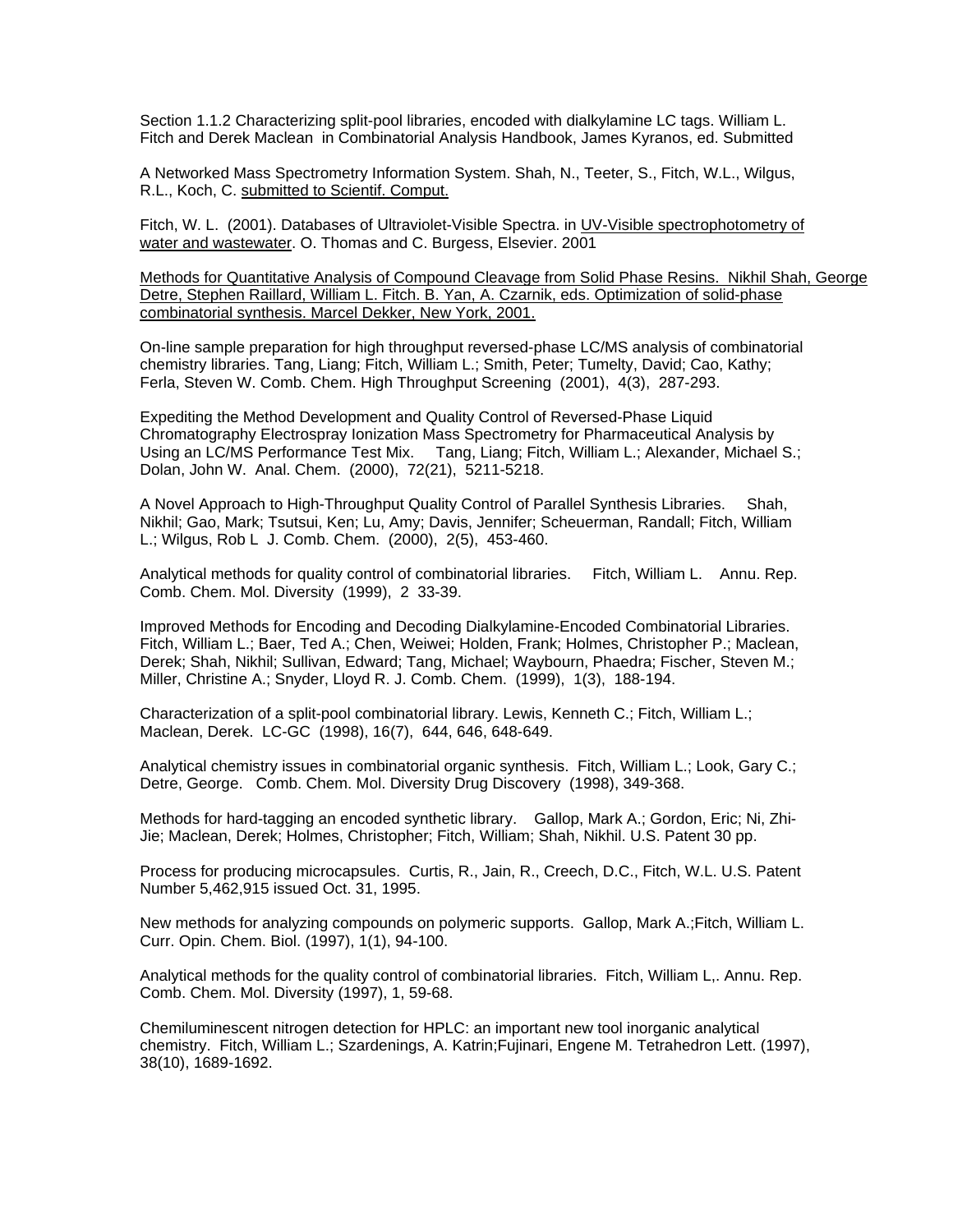Section 1.1.2 Characterizing split-pool libraries, encoded with dialkylamine LC tags. William L. Fitch and Derek Maclean in Combinatorial Analysis Handbook, James Kyranos, ed. Submitted

A Networked Mass Spectrometry Information System. Shah, N., Teeter, S., Fitch, W.L., Wilgus, R.L., Koch, C. submitted to Scientif. Comput.

Fitch, W. L. (2001). Databases of Ultraviolet-Visible Spectra. in UV-Visible spectrophotometry of water and wastewater. O. Thomas and C. Burgess, Elsevier. 2001

Methods for Quantitative Analysis of Compound Cleavage from Solid Phase Resins. Nikhil Shah, George Detre, Stephen Raillard, William L. Fitch. B. Yan, A. Czarnik, eds. Optimization of solid-phase combinatorial synthesis. Marcel Dekker, New York, 2001.

On-line sample preparation for high throughput reversed-phase LC/MS analysis of combinatorial chemistry libraries. Tang, Liang; Fitch, William L.; Smith, Peter; Tumelty, David; Cao, Kathy; Ferla, Steven W. Comb. Chem. High Throughput Screening (2001), 4(3), 287-293.

Expediting the Method Development and Quality Control of Reversed-Phase Liquid Chromatography Electrospray Ionization Mass Spectrometry for Pharmaceutical Analysis by Using an LC/MS Performance Test Mix. Tang, Liang; Fitch, William L.; Alexander, Michael S.; Dolan, John W. Anal. Chem. (2000), 72(21), 5211-5218.

A Novel Approach to High-Throughput Quality Control of Parallel Synthesis Libraries. Shah, Nikhil; Gao, Mark; Tsutsui, Ken; Lu, Amy; Davis, Jennifer; Scheuerman, Randall; Fitch, William L.; Wilgus, Rob L J. Comb. Chem. (2000), 2(5), 453-460.

Analytical methods for quality control of combinatorial libraries. Fitch, William L. Annu. Rep. Comb. Chem. Mol. Diversity (1999), 2 33-39.

Improved Methods for Encoding and Decoding Dialkylamine-Encoded Combinatorial Libraries. Fitch, William L.; Baer, Ted A.; Chen, Weiwei; Holden, Frank; Holmes, Christopher P.; Maclean, Derek; Shah, Nikhil; Sullivan, Edward; Tang, Michael; Waybourn, Phaedra; Fischer, Steven M.; Miller, Christine A.; Snyder, Lloyd R. J. Comb. Chem. (1999), 1(3), 188-194.

Characterization of a split-pool combinatorial library. Lewis, Kenneth C.; Fitch, William L.; Maclean, Derek. LC-GC (1998), 16(7), 644, 646, 648-649.

Analytical chemistry issues in combinatorial organic synthesis. Fitch, William L.; Look, Gary C.; Detre, George. Comb. Chem. Mol. Diversity Drug Discovery (1998), 349-368.

Methods for hard-tagging an encoded synthetic library. Gallop, Mark A.; Gordon, Eric; Ni, Zhi-Jie; Maclean, Derek; Holmes, Christopher; Fitch, William; Shah, Nikhil. U.S. Patent 30 pp.

Process for producing microcapsules. Curtis, R., Jain, R., Creech, D.C., Fitch, W.L. U.S. Patent Number 5,462,915 issued Oct. 31, 1995.

New methods for analyzing compounds on polymeric supports. Gallop, Mark A.;Fitch, William L. Curr. Opin. Chem. Biol. (1997), 1(1), 94-100.

Analytical methods for the quality control of combinatorial libraries. Fitch, William L,. Annu. Rep. Comb. Chem. Mol. Diversity (1997), 1, 59-68.

Chemiluminescent nitrogen detection for HPLC: an important new tool inorganic analytical chemistry. Fitch, William L.; Szardenings, A. Katrin;Fujinari, Engene M. Tetrahedron Lett. (1997), 38(10), 1689-1692.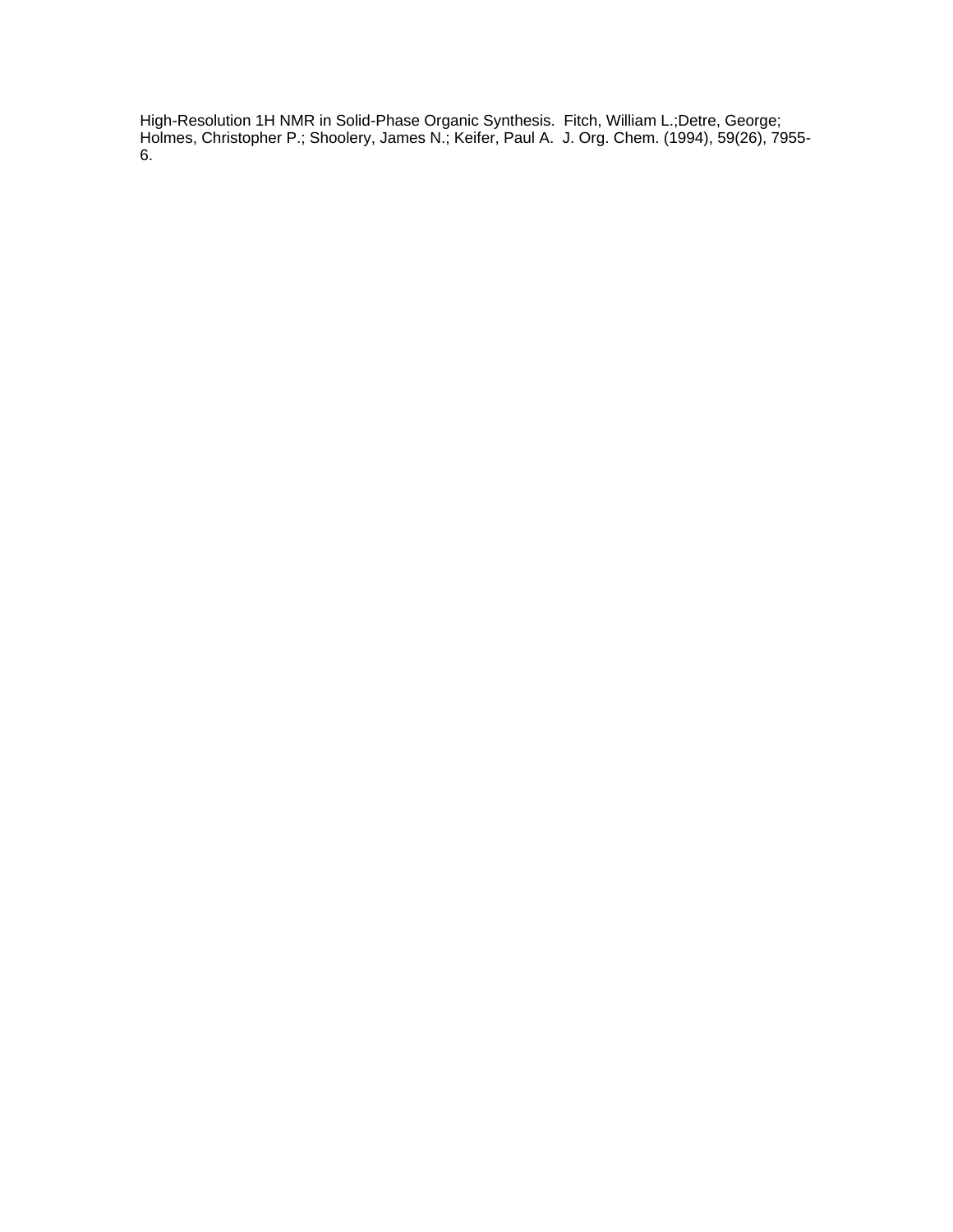High-Resolution 1H NMR in Solid-Phase Organic Synthesis. Fitch, William L.;Detre, George; Holmes, Christopher P.; Shoolery, James N.; Keifer, Paul A. J. Org. Chem. (1994), 59(26), 7955-6.